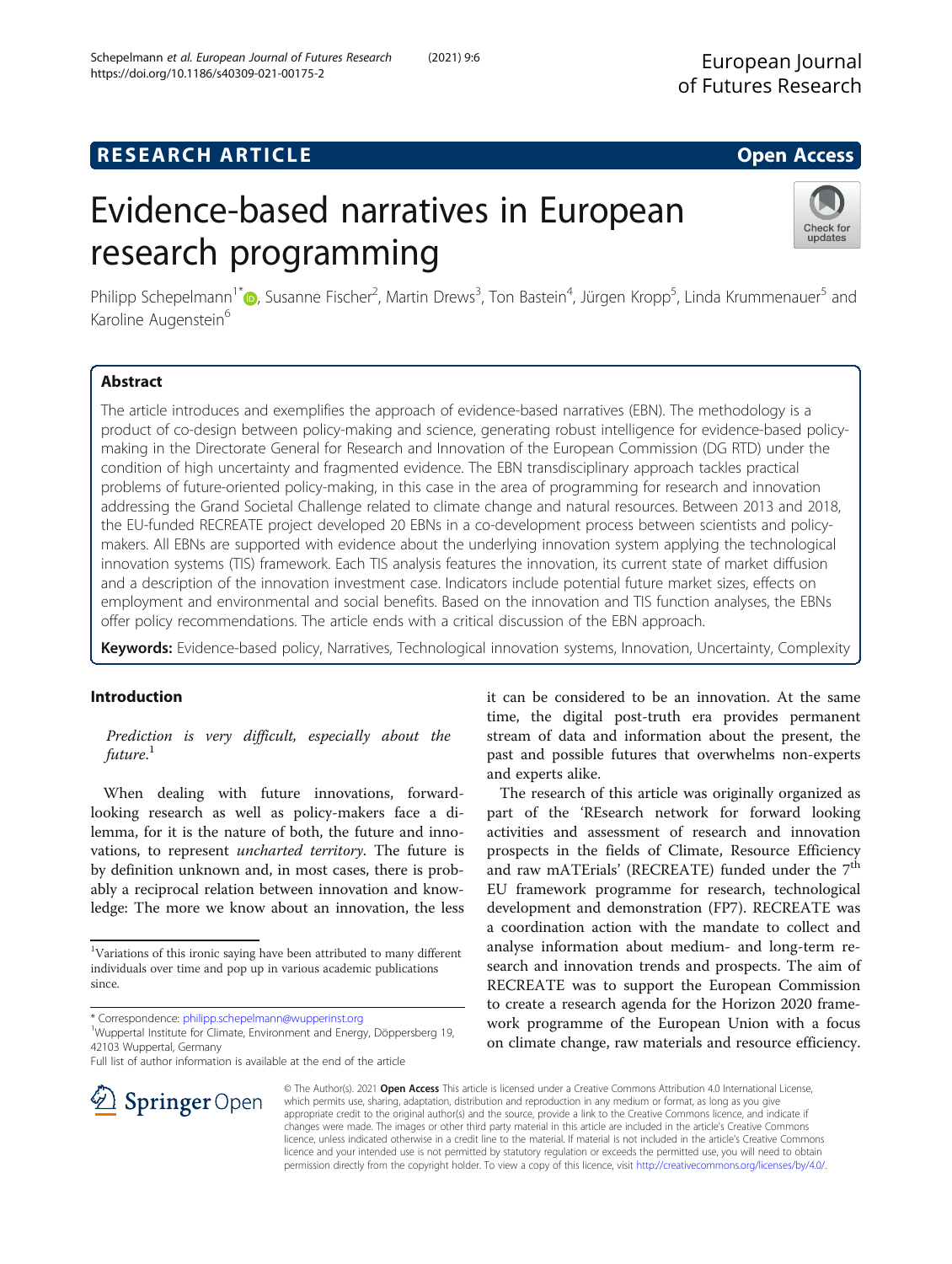RESEARCH ARTICLE

Open Access

# Evidence-based narratives in European research programming

Philipp Schepelmann[1*], Susanne Fischer[2], Martin Drews[3], Ton Bastein[4], Jürgen Kropp[5], Linda Krummenauer[5] and Karoline Augenstein[6]

## Abstract

The article introduces and exemplifies the approach of evidence-based narratives (EBN). The methodology is a product of co-design between policy-making and science, generating robust intelligence for evidence-based policy-making in the Directorate General for Research and Innovation of the European Commission (DG RTD) under the condition of high uncertainty and fragmented evidence. The EBN transdisciplinary approach tackles practical problems of future-oriented policy-making, in this case in the area of programming for research and innovation addressing the Grand Societal Challenge related to climate change and natural resources. Between 2013 and 2018, the EU-funded RECREATE project developed 20 EBNs in a co-development process between scientists and policy-makers. All EBNs are supported with evidence about the underlying innovation system applying the technological innovation systems (TIS) framework. Each TIS analysis features the innovation, its current state of market diffusion and a description of the innovation investment case. Indicators include potential future market sizes, effects on employment and environmental and social benefits. Based on the innovation and TIS function analyses, the EBNs offer policy recommendations. The article ends with a critical discussion of the EBN approach.

**Keywords:** Evidence-based policy, Narratives, Technological innovation systems, Innovation, Uncertainty, Complexity

## Introduction

*Prediction is very difficult, especially about the future.*[1]

When dealing with future innovations, forward-looking research as well as policy-makers face a dilemma, for it is the nature of both, the future and innovations, to represent *uncharted territory*. The future is by definition unknown and, in most cases, there is probably a reciprocal relation between innovation and knowledge: The more we know about an innovation, the less it can be considered to be an innovation. At the same time, the digital post-truth era provides permanent stream of data and information about the present, the past and possible futures that overwhelms non-experts and experts alike.

The research of this article was originally organized as part of the 'REsearch network for forward looking activities and assessment of research and innovation prospects in the fields of Climate, Resource Efficiency and raw mATErials' (RECREATE) funded under the 7th EU framework programme for research, technological development and demonstration (FP7). RECREATE was a coordination action with the mandate to collect and analyse information about medium- and long-term research and innovation trends and prospects. The aim of RECREATE was to support the European Commission to create a research agenda for the Horizon 2020 framework programme of the European Union with a focus on climate change, raw materials and resource efficiency.

[1]Variations of this ironic saying have been attributed to many different individuals over time and pop up in various academic publications since.

* Correspondence: philipp.schepelmann@wupperinst.org
[1]Wuppertal Institute for Climate, Environment and Energy, Döppersberg 19, 42103 Wuppertal, Germany
Full list of author information is available at the end of the article

© The Author(s). 2021 **Open Access** This article is licensed under a Creative Commons Attribution 4.0 International License, which permits use, sharing, adaptation, distribution and reproduction in any medium or format, as long as you give appropriate credit to the original author(s) and the source, provide a link to the Creative Commons licence, and indicate if changes were made. The images or other third party material in this article are included in the article's Creative Commons licence, unless indicated otherwise in a credit line to the material. If material is not included in the article's Creative Commons licence and your intended use is not permitted by statutory regulation or exceeds the permitted use, you will need to obtain permission directly from the copyright holder. To view a copy of this licence, visit http://creativecommons.org/licenses/by/4.0/.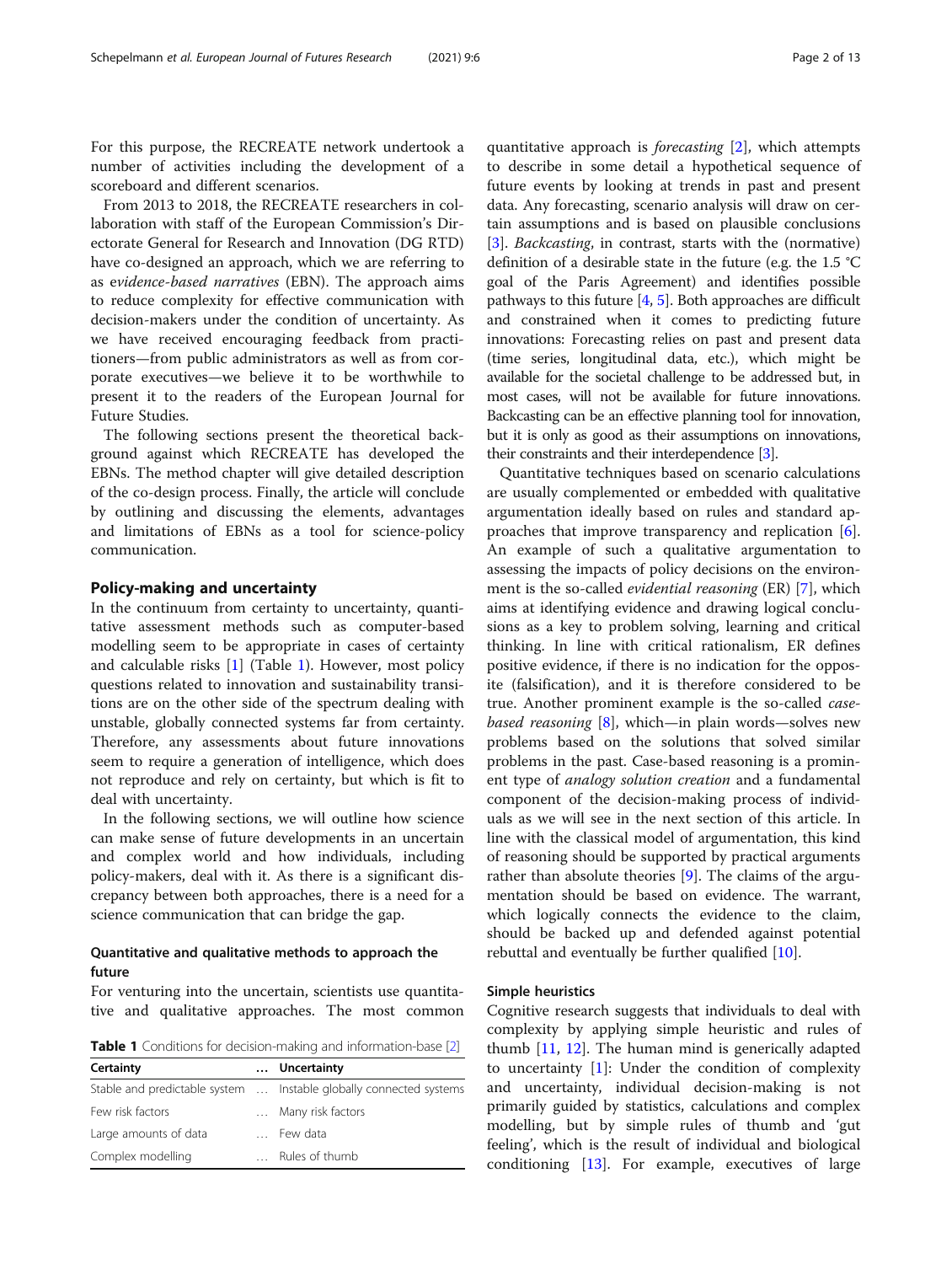For this purpose, the RECREATE network undertook a number of activities including the development of a scoreboard and different scenarios.

From 2013 to 2018, the RECREATE researchers in collaboration with staff of the European Commission's Directorate General for Research and Innovation (DG RTD) have co-designed an approach, which we are referring to as *evidence-based narratives* (EBN). The approach aims to reduce complexity for effective communication with decision-makers under the condition of uncertainty. As we have received encouraging feedback from practitioners—from public administrators as well as from corporate executives—we believe it to be worthwhile to present it to the readers of the European Journal for Future Studies.

The following sections present the theoretical background against which RECREATE has developed the EBNs. The method chapter will give detailed description of the co-design process. Finally, the article will conclude by outlining and discussing the elements, advantages and limitations of EBNs as a tool for science-policy communication.

## Policy-making and uncertainty

In the continuum from certainty to uncertainty, quantitative assessment methods such as computer-based modelling seem to be appropriate in cases of certainty and calculable risks [1] (Table 1). However, most policy questions related to innovation and sustainability transitions are on the other side of the spectrum dealing with unstable, globally connected systems far from certainty. Therefore, any assessments about future innovations seem to require a generation of intelligence, which does not reproduce and rely on certainty, but which is fit to deal with uncertainty.

In the following sections, we will outline how science can make sense of future developments in an uncertain and complex world and how individuals, including policy-makers, deal with it. As there is a significant discrepancy between both approaches, there is a need for a science communication that can bridge the gap.

### Quantitative and qualitative methods to approach the future

For venturing into the uncertain, scientists use quantitative and qualitative approaches. The most common quantitative approach is *forecasting* [2], which attempts to describe in some detail a hypothetical sequence of future events by looking at trends in past and present data. Any forecasting, scenario analysis will draw on certain assumptions and is based on plausible conclusions [3]. *Backcasting*, in contrast, starts with the (normative) definition of a desirable state in the future (e.g. the 1.5 °C goal of the Paris Agreement) and identifies possible pathways to this future [4, 5]. Both approaches are difficult and constrained when it comes to predicting future innovations: Forecasting relies on past and present data (time series, longitudinal data, etc.), which might be available for the societal challenge to be addressed but, in most cases, will not be available for future innovations. Backcasting can be an effective planning tool for innovation, but it is only as good as their assumptions on innovations, their constraints and their interdependence [3].

**Table 1** Conditions for decision-making and information-base [2]

| Certainty | … | Uncertainty |
|---|---|---|
| Stable and predictable system | … | Instable globally connected systems |
| Few risk factors | … | Many risk factors |
| Large amounts of data | … | Few data |
| Complex modelling | … | Rules of thumb |

Quantitative techniques based on scenario calculations are usually complemented or embedded with qualitative argumentation ideally based on rules and standard approaches that improve transparency and replication [6]. An example of such a qualitative argumentation to assessing the impacts of policy decisions on the environment is the so-called *evidential reasoning* (ER) [7], which aims at identifying evidence and drawing logical conclusions as a key to problem solving, learning and critical thinking. In line with critical rationalism, ER defines positive evidence, if there is no indication for the opposite (falsification), and it is therefore considered to be true. Another prominent example is the so-called *case-based reasoning* [8], which—in plain words—solves new problems based on the solutions that solved similar problems in the past. Case-based reasoning is a prominent type of *analogy solution creation* and a fundamental component of the decision-making process of individuals as we will see in the next section of this article. In line with the classical model of argumentation, this kind of reasoning should be supported by practical arguments rather than absolute theories [9]. The claims of the argumentation should be based on evidence. The warrant, which logically connects the evidence to the claim, should be backed up and defended against potential rebuttal and eventually be further qualified [10].

### Simple heuristics

Cognitive research suggests that individuals to deal with complexity by applying simple heuristic and rules of thumb [11, 12]. The human mind is generically adapted to uncertainty [1]: Under the condition of complexity and uncertainty, individual decision-making is not primarily guided by statistics, calculations and complex modelling, but by simple rules of thumb and 'gut feeling', which is the result of individual and biological conditioning [13]. For example, executives of large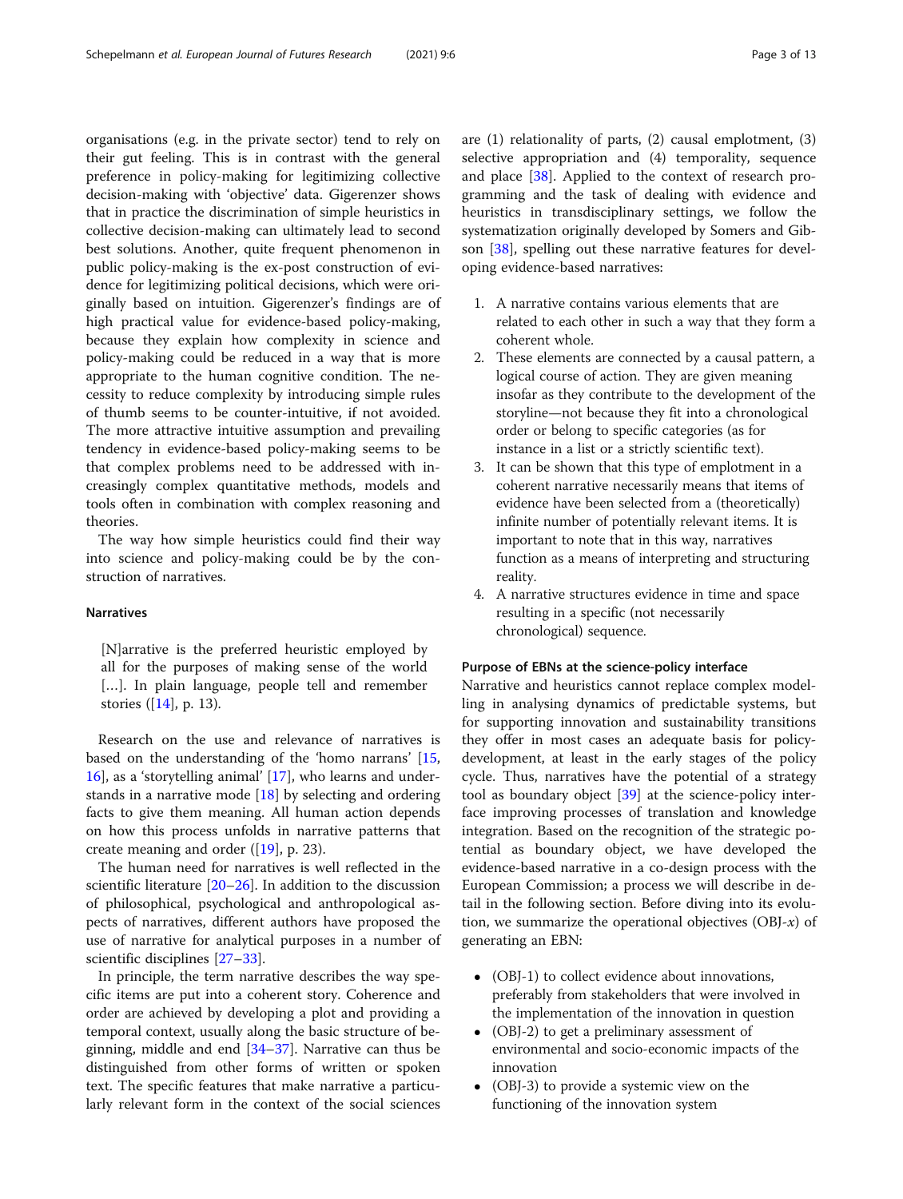organisations (e.g. in the private sector) tend to rely on their gut feeling. This is in contrast with the general preference in policy-making for legitimizing collective decision-making with 'objective' data. Gigerenzer shows that in practice the discrimination of simple heuristics in collective decision-making can ultimately lead to second best solutions. Another, quite frequent phenomenon in public policy-making is the ex-post construction of evidence for legitimizing political decisions, which were originally based on intuition. Gigerenzer's findings are of high practical value for evidence-based policy-making, because they explain how complexity in science and policy-making could be reduced in a way that is more appropriate to the human cognitive condition. The necessity to reduce complexity by introducing simple rules of thumb seems to be counter-intuitive, if not avoided. The more attractive intuitive assumption and prevailing tendency in evidence-based policy-making seems to be that complex problems need to be addressed with increasingly complex quantitative methods, models and tools often in combination with complex reasoning and theories.

The way how simple heuristics could find their way into science and policy-making could be by the construction of narratives.

### Narratives

> [N]arrative is the preferred heuristic employed by all for the purposes of making sense of the world [...]. In plain language, people tell and remember stories ([14], p. 13).

Research on the use and relevance of narratives is based on the understanding of the 'homo narrans' [15, 16], as a 'storytelling animal' [17], who learns and understands in a narrative mode [18] by selecting and ordering facts to give them meaning. All human action depends on how this process unfolds in narrative patterns that create meaning and order ([19], p. 23).

The human need for narratives is well reflected in the scientific literature [20–26]. In addition to the discussion of philosophical, psychological and anthropological aspects of narratives, different authors have proposed the use of narrative for analytical purposes in a number of scientific disciplines [27–33].

In principle, the term narrative describes the way specific items are put into a coherent story. Coherence and order are achieved by developing a plot and providing a temporal context, usually along the basic structure of beginning, middle and end [34–37]. Narrative can thus be distinguished from other forms of written or spoken text. The specific features that make narrative a particularly relevant form in the context of the social sciences are (1) relationality of parts, (2) causal emplotment, (3) selective appropriation and (4) temporality, sequence and place [38]. Applied to the context of research programming and the task of dealing with evidence and heuristics in transdisciplinary settings, we follow the systematization originally developed by Somers and Gibson [38], spelling out these narrative features for developing evidence-based narratives:

1. A narrative contains various elements that are related to each other in such a way that they form a coherent whole.
2. These elements are connected by a causal pattern, a logical course of action. They are given meaning insofar as they contribute to the development of the storyline—not because they fit into a chronological order or belong to specific categories (as for instance in a list or a strictly scientific text).
3. It can be shown that this type of emplotment in a coherent narrative necessarily means that items of evidence have been selected from a (theoretically) infinite number of potentially relevant items. It is important to note that in this way, narratives function as a means of interpreting and structuring reality.
4. A narrative structures evidence in time and space resulting in a specific (not necessarily chronological) sequence.

### Purpose of EBNs at the science-policy interface

Narrative and heuristics cannot replace complex modelling in analysing dynamics of predictable systems, but for supporting innovation and sustainability transitions they offer in most cases an adequate basis for policy-development, at least in the early stages of the policy cycle. Thus, narratives have the potential of a strategy tool as boundary object [39] at the science-policy interface improving processes of translation and knowledge integration. Based on the recognition of the strategic potential as boundary object, we have developed the evidence-based narrative in a co-design process with the European Commission; a process we will describe in detail in the following section. Before diving into its evolution, we summarize the operational objectives (OBJ-*x*) of generating an EBN:

- (OBJ-1) to collect evidence about innovations, preferably from stakeholders that were involved in the implementation of the innovation in question
- (OBJ-2) to get a preliminary assessment of environmental and socio-economic impacts of the innovation
- (OBJ-3) to provide a systemic view on the functioning of the innovation system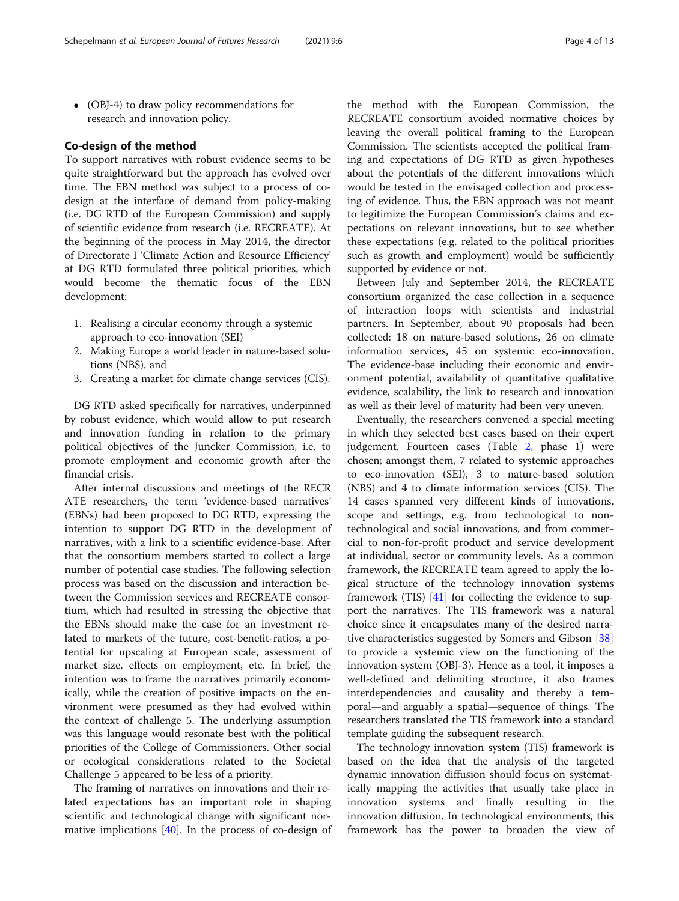- (OBJ-4) to draw policy recommendations for research and innovation policy.

## Co-design of the method

To support narratives with robust evidence seems to be quite straightforward but the approach has evolved over time. The EBN method was subject to a process of co-design at the interface of demand from policy-making (i.e. DG RTD of the European Commission) and supply of scientific evidence from research (i.e. RECREATE). At the beginning of the process in May 2014, the director of Directorate I 'Climate Action and Resource Efficiency' at DG RTD formulated three political priorities, which would become the thematic focus of the EBN development:

1. Realising a circular economy through a systemic approach to eco-innovation (SEI)
2. Making Europe a world leader in nature-based solutions (NBS), and
3. Creating a market for climate change services (CIS).

DG RTD asked specifically for narratives, underpinned by robust evidence, which would allow to put research and innovation funding in relation to the primary political objectives of the Juncker Commission, i.e. to promote employment and economic growth after the financial crisis.

After internal discussions and meetings of the RECREATE researchers, the term 'evidence-based narratives' (EBNs) had been proposed to DG RTD, expressing the intention to support DG RTD in the development of narratives, with a link to a scientific evidence-base. After that the consortium members started to collect a large number of potential case studies. The following selection process was based on the discussion and interaction between the Commission services and RECREATE consortium, which had resulted in stressing the objective that the EBNs should make the case for an investment related to markets of the future, cost-benefit-ratios, a potential for upscaling at European scale, assessment of market size, effects on employment, etc. In brief, the intention was to frame the narratives primarily economically, while the creation of positive impacts on the environment were presumed as they had evolved within the context of challenge 5. The underlying assumption was this language would resonate best with the political priorities of the College of Commissioners. Other social or ecological considerations related to the Societal Challenge 5 appeared to be less of a priority.

The framing of narratives on innovations and their related expectations has an important role in shaping scientific and technological change with significant normative implications [40]. In the process of co-design of the method with the European Commission, the RECREATE consortium avoided normative choices by leaving the overall political framing to the European Commission. The scientists accepted the political framing and expectations of DG RTD as given hypotheses about the potentials of the different innovations which would be tested in the envisaged collection and processing of evidence. Thus, the EBN approach was not meant to legitimize the European Commission's claims and expectations on relevant innovations, but to see whether these expectations (e.g. related to the political priorities such as growth and employment) would be sufficiently supported by evidence or not.

Between July and September 2014, the RECREATE consortium organized the case collection in a sequence of interaction loops with scientists and industrial partners. In September, about 90 proposals had been collected: 18 on nature-based solutions, 26 on climate information services, 45 on systemic eco-innovation. The evidence-base including their economic and environment potential, availability of quantitative qualitative evidence, scalability, the link to research and innovation as well as their level of maturity had been very uneven.

Eventually, the researchers convened a special meeting in which they selected best cases based on their expert judgement. Fourteen cases (Table 2, phase 1) were chosen; amongst them, 7 related to systemic approaches to eco-innovation (SEI), 3 to nature-based solution (NBS) and 4 to climate information services (CIS). The 14 cases spanned very different kinds of innovations, scope and settings, e.g. from technological to non-technological and social innovations, and from commercial to non-for-profit product and service development at individual, sector or community levels. As a common framework, the RECREATE team agreed to apply the logical structure of the technology innovation systems framework (TIS) [41] for collecting the evidence to support the narratives. The TIS framework was a natural choice since it encapsulates many of the desired narrative characteristics suggested by Somers and Gibson [38] to provide a systemic view on the functioning of the innovation system (OBJ-3). Hence as a tool, it imposes a well-defined and delimiting structure, it also frames interdependencies and causality and thereby a temporal—and arguably a spatial—sequence of things. The researchers translated the TIS framework into a standard template guiding the subsequent research.

The technology innovation system (TIS) framework is based on the idea that the analysis of the targeted dynamic innovation diffusion should focus on systematically mapping the activities that usually take place in innovation systems and finally resulting in the innovation diffusion. In technological environments, this framework has the power to broaden the view of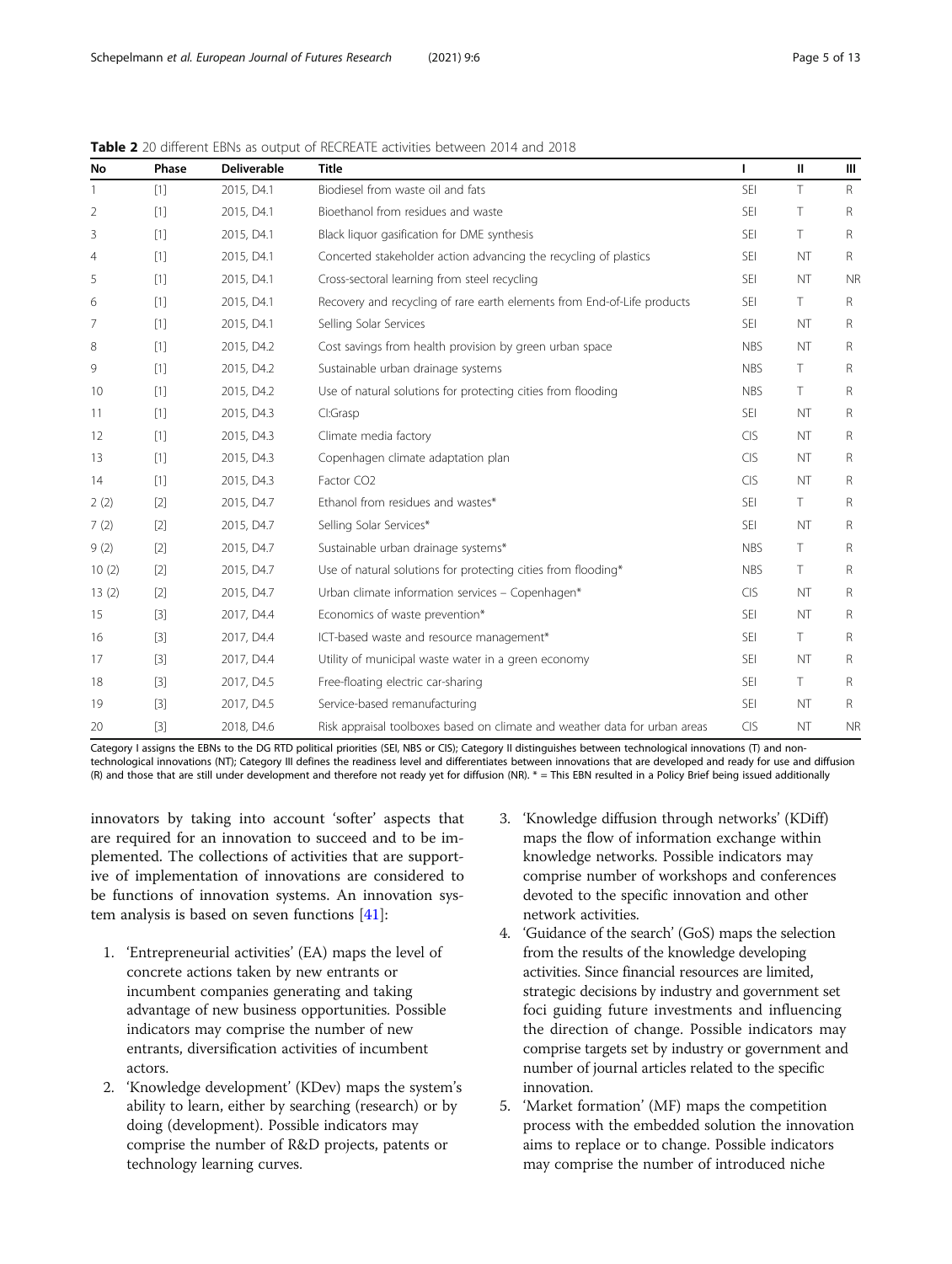**Table 2** 20 different EBNs as output of RECREATE activities between 2014 and 2018

| No | Phase | Deliverable | Title | I | II | III |
|---|---|---|---|---|---|---|
| 1 | [1] | 2015, D4.1 | Biodiesel from waste oil and fats | SEI | T | R |
| 2 | [1] | 2015, D4.1 | Bioethanol from residues and waste | SEI | T | R |
| 3 | [1] | 2015, D4.1 | Black liquor gasification for DME synthesis | SEI | T | R |
| 4 | [1] | 2015, D4.1 | Concerted stakeholder action advancing the recycling of plastics | SEI | NT | R |
| 5 | [1] | 2015, D4.1 | Cross-sectoral learning from steel recycling | SEI | NT | NR |
| 6 | [1] | 2015, D4.1 | Recovery and recycling of rare earth elements from End-of-Life products | SEI | T | R |
| 7 | [1] | 2015, D4.1 | Selling Solar Services | SEI | NT | R |
| 8 | [1] | 2015, D4.2 | Cost savings from health provision by green urban space | NBS | NT | R |
| 9 | [1] | 2015, D4.2 | Sustainable urban drainage systems | NBS | T | R |
| 10 | [1] | 2015, D4.2 | Use of natural solutions for protecting cities from flooding | NBS | T | R |
| 11 | [1] | 2015, D4.3 | CI:Grasp | SEI | NT | R |
| 12 | [1] | 2015, D4.3 | Climate media factory | CIS | NT | R |
| 13 | [1] | 2015, D4.3 | Copenhagen climate adaptation plan | CIS | NT | R |
| 14 | [1] | 2015, D4.3 | Factor CO2 | CIS | NT | R |
| 2 (2) | [2] | 2015, D4.7 | Ethanol from residues and wastes* | SEI | T | R |
| 7 (2) | [2] | 2015, D4.7 | Selling Solar Services* | SEI | NT | R |
| 9 (2) | [2] | 2015, D4.7 | Sustainable urban drainage systems* | NBS | T | R |
| 10 (2) | [2] | 2015, D4.7 | Use of natural solutions for protecting cities from flooding* | NBS | T | R |
| 13 (2) | [2] | 2015, D4.7 | Urban climate information services – Copenhagen* | CIS | NT | R |
| 15 | [3] | 2017, D4.4 | Economics of waste prevention* | SEI | NT | R |
| 16 | [3] | 2017, D4.4 | ICT-based waste and resource management* | SEI | T | R |
| 17 | [3] | 2017, D4.4 | Utility of municipal waste water in a green economy | SEI | NT | R |
| 18 | [3] | 2017, D4.5 | Free-floating electric car-sharing | SEI | T | R |
| 19 | [3] | 2017, D4.5 | Service-based remanufacturing | SEI | NT | R |
| 20 | [3] | 2018, D4.6 | Risk appraisal toolboxes based on climate and weather data for urban areas | CIS | NT | NR |

Category I assigns the EBNs to the DG RTD political priorities (SEI, NBS or CIS); Category II distinguishes between technological innovations (T) and non-technological innovations (NT); Category III defines the readiness level and differentiates between innovations that are developed and ready for use and diffusion (R) and those that are still under development and therefore not ready yet for diffusion (NR). * = This EBN resulted in a Policy Brief being issued additionally

innovators by taking into account 'softer' aspects that are required for an innovation to succeed and to be implemented. The collections of activities that are supportive of implementation of innovations are considered to be functions of innovation systems. An innovation system analysis is based on seven functions [41]:

1. 'Entrepreneurial activities' (EA) maps the level of concrete actions taken by new entrants or incumbent companies generating and taking advantage of new business opportunities. Possible indicators may comprise the number of new entrants, diversification activities of incumbent actors.
2. 'Knowledge development' (KDev) maps the system's ability to learn, either by searching (research) or by doing (development). Possible indicators may comprise the number of R&D projects, patents or technology learning curves.
3. 'Knowledge diffusion through networks' (KDiff) maps the flow of information exchange within knowledge networks. Possible indicators may comprise number of workshops and conferences devoted to the specific innovation and other network activities.
4. 'Guidance of the search' (GoS) maps the selection from the results of the knowledge developing activities. Since financial resources are limited, strategic decisions by industry and government set foci guiding future investments and influencing the direction of change. Possible indicators may comprise targets set by industry or government and number of journal articles related to the specific innovation.
5. 'Market formation' (MF) maps the competition process with the embedded solution the innovation aims to replace or to change. Possible indicators may comprise the number of introduced niche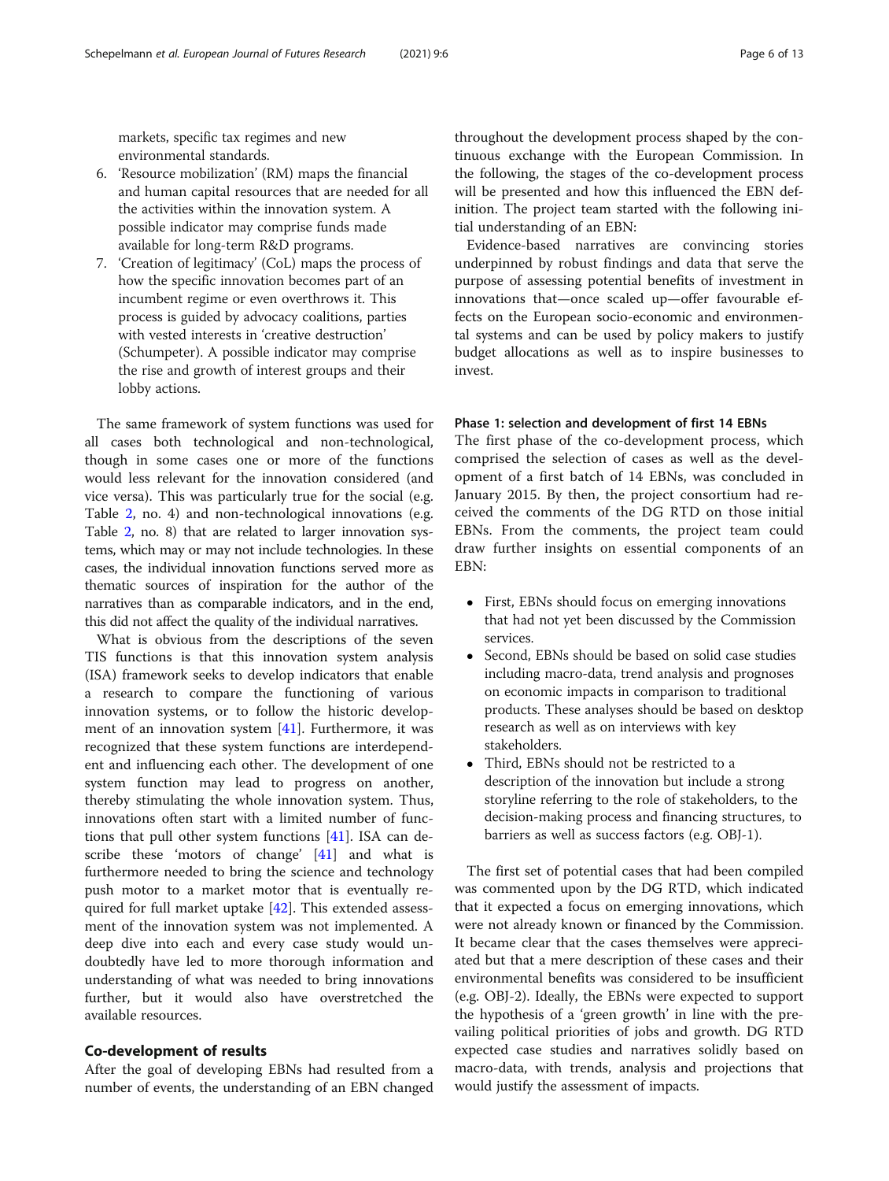markets, specific tax regimes and new environmental standards.

6. 'Resource mobilization' (RM) maps the financial and human capital resources that are needed for all the activities within the innovation system. A possible indicator may comprise funds made available for long-term R&D programs.
7. 'Creation of legitimacy' (CoL) maps the process of how the specific innovation becomes part of an incumbent regime or even overthrows it. This process is guided by advocacy coalitions, parties with vested interests in 'creative destruction' (Schumpeter). A possible indicator may comprise the rise and growth of interest groups and their lobby actions.

The same framework of system functions was used for all cases both technological and non-technological, though in some cases one or more of the functions would less relevant for the innovation considered (and vice versa). This was particularly true for the social (e.g. Table 2, no. 4) and non-technological innovations (e.g. Table 2, no. 8) that are related to larger innovation systems, which may or may not include technologies. In these cases, the individual innovation functions served more as thematic sources of inspiration for the author of the narratives than as comparable indicators, and in the end, this did not affect the quality of the individual narratives.

What is obvious from the descriptions of the seven TIS functions is that this innovation system analysis (ISA) framework seeks to develop indicators that enable a research to compare the functioning of various innovation systems, or to follow the historic development of an innovation system [41]. Furthermore, it was recognized that these system functions are interdependent and influencing each other. The development of one system function may lead to progress on another, thereby stimulating the whole innovation system. Thus, innovations often start with a limited number of functions that pull other system functions [41]. ISA can describe these 'motors of change' [41] and what is furthermore needed to bring the science and technology push motor to a market motor that is eventually required for full market uptake [42]. This extended assessment of the innovation system was not implemented. A deep dive into each and every case study would undoubtedly have led to more thorough information and understanding of what was needed to bring innovations further, but it would also have overstretched the available resources.

## Co-development of results

After the goal of developing EBNs had resulted from a number of events, the understanding of an EBN changed throughout the development process shaped by the continuous exchange with the European Commission. In the following, the stages of the co-development process will be presented and how this influenced the EBN definition. The project team started with the following initial understanding of an EBN:

Evidence-based narratives are convincing stories underpinned by robust findings and data that serve the purpose of assessing potential benefits of investment in innovations that—once scaled up—offer favourable effects on the European socio-economic and environmental systems and can be used by policy makers to justify budget allocations as well as to inspire businesses to invest.

### Phase 1: selection and development of first 14 EBNs

The first phase of the co-development process, which comprised the selection of cases as well as the development of a first batch of 14 EBNs, was concluded in January 2015. By then, the project consortium had received the comments of the DG RTD on those initial EBNs. From the comments, the project team could draw further insights on essential components of an EBN:

- First, EBNs should focus on emerging innovations that had not yet been discussed by the Commission services.
- Second, EBNs should be based on solid case studies including macro-data, trend analysis and prognoses on economic impacts in comparison to traditional products. These analyses should be based on desktop research as well as on interviews with key stakeholders.
- Third, EBNs should not be restricted to a description of the innovation but include a strong storyline referring to the role of stakeholders, to the decision-making process and financing structures, to barriers as well as success factors (e.g. OBJ-1).

The first set of potential cases that had been compiled was commented upon by the DG RTD, which indicated that it expected a focus on emerging innovations, which were not already known or financed by the Commission. It became clear that the cases themselves were appreciated but that a mere description of these cases and their environmental benefits was considered to be insufficient (e.g. OBJ-2). Ideally, the EBNs were expected to support the hypothesis of a 'green growth' in line with the prevailing political priorities of jobs and growth. DG RTD expected case studies and narratives solidly based on macro-data, with trends, analysis and projections that would justify the assessment of impacts.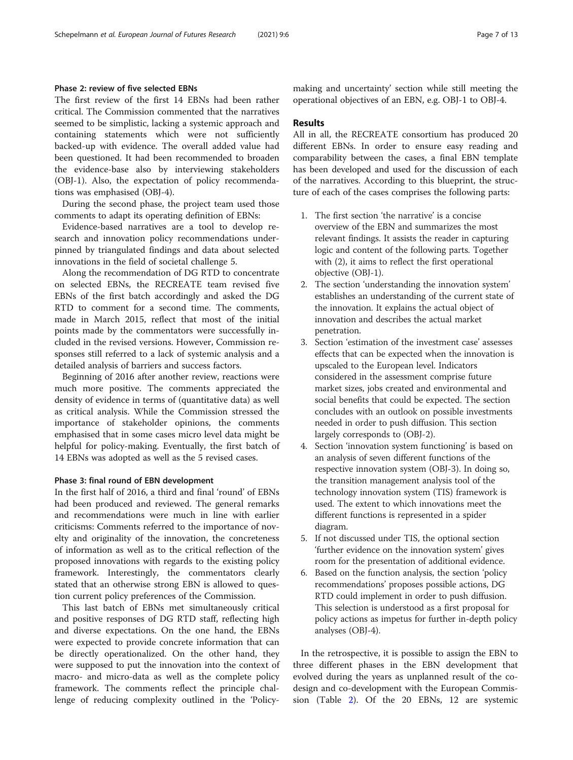### Phase 2: review of five selected EBNs

The first review of the first 14 EBNs had been rather critical. The Commission commented that the narratives seemed to be simplistic, lacking a systemic approach and containing statements which were not sufficiently backed-up with evidence. The overall added value had been questioned. It had been recommended to broaden the evidence-base also by interviewing stakeholders (OBJ-1). Also, the expectation of policy recommendations was emphasised (OBJ-4).

During the second phase, the project team used those comments to adapt its operating definition of EBNs:

Evidence-based narratives are a tool to develop research and innovation policy recommendations underpinned by triangulated findings and data about selected innovations in the field of societal challenge 5.

Along the recommendation of DG RTD to concentrate on selected EBNs, the RECREATE team revised five EBNs of the first batch accordingly and asked the DG RTD to comment for a second time. The comments, made in March 2015, reflect that most of the initial points made by the commentators were successfully included in the revised versions. However, Commission responses still referred to a lack of systemic analysis and a detailed analysis of barriers and success factors.

Beginning of 2016 after another review, reactions were much more positive. The comments appreciated the density of evidence in terms of (quantitative data) as well as critical analysis. While the Commission stressed the importance of stakeholder opinions, the comments emphasised that in some cases micro level data might be helpful for policy-making. Eventually, the first batch of 14 EBNs was adopted as well as the 5 revised cases.

### Phase 3: final round of EBN development

In the first half of 2016, a third and final 'round' of EBNs had been produced and reviewed. The general remarks and recommendations were much in line with earlier criticisms: Comments referred to the importance of novelty and originality of the innovation, the concreteness of information as well as to the critical reflection of the proposed innovations with regards to the existing policy framework. Interestingly, the commentators clearly stated that an otherwise strong EBN is allowed to question current policy preferences of the Commission.

This last batch of EBNs met simultaneously critical and positive responses of DG RTD staff, reflecting high and diverse expectations. On the one hand, the EBNs were expected to provide concrete information that can be directly operationalized. On the other hand, they were supposed to put the innovation into the context of macro- and micro-data as well as the complete policy framework. The comments reflect the principle challenge of reducing complexity outlined in the 'Policy-making and uncertainty' section while still meeting the operational objectives of an EBN, e.g. OBJ-1 to OBJ-4.

## Results

All in all, the RECREATE consortium has produced 20 different EBNs. In order to ensure easy reading and comparability between the cases, a final EBN template has been developed and used for the discussion of each of the narratives. According to this blueprint, the structure of each of the cases comprises the following parts:

1. The first section 'the narrative' is a concise overview of the EBN and summarizes the most relevant findings. It assists the reader in capturing logic and content of the following parts. Together with (2), it aims to reflect the first operational objective (OBJ-1).
2. The section 'understanding the innovation system' establishes an understanding of the current state of the innovation. It explains the actual object of innovation and describes the actual market penetration.
3. Section 'estimation of the investment case' assesses effects that can be expected when the innovation is upscaled to the European level. Indicators considered in the assessment comprise future market sizes, jobs created and environmental and social benefits that could be expected. The section concludes with an outlook on possible investments needed in order to push diffusion. This section largely corresponds to (OBJ-2).
4. Section 'innovation system functioning' is based on an analysis of seven different functions of the respective innovation system (OBJ-3). In doing so, the transition management analysis tool of the technology innovation system (TIS) framework is used. The extent to which innovations meet the different functions is represented in a spider diagram.
5. If not discussed under TIS, the optional section 'further evidence on the innovation system' gives room for the presentation of additional evidence.
6. Based on the function analysis, the section 'policy recommendations' proposes possible actions, DG RTD could implement in order to push diffusion. This selection is understood as a first proposal for policy actions as impetus for further in-depth policy analyses (OBJ-4).

In the retrospective, it is possible to assign the EBN to three different phases in the EBN development that evolved during the years as unplanned result of the co-design and co-development with the European Commission (Table 2). Of the 20 EBNs, 12 are systemic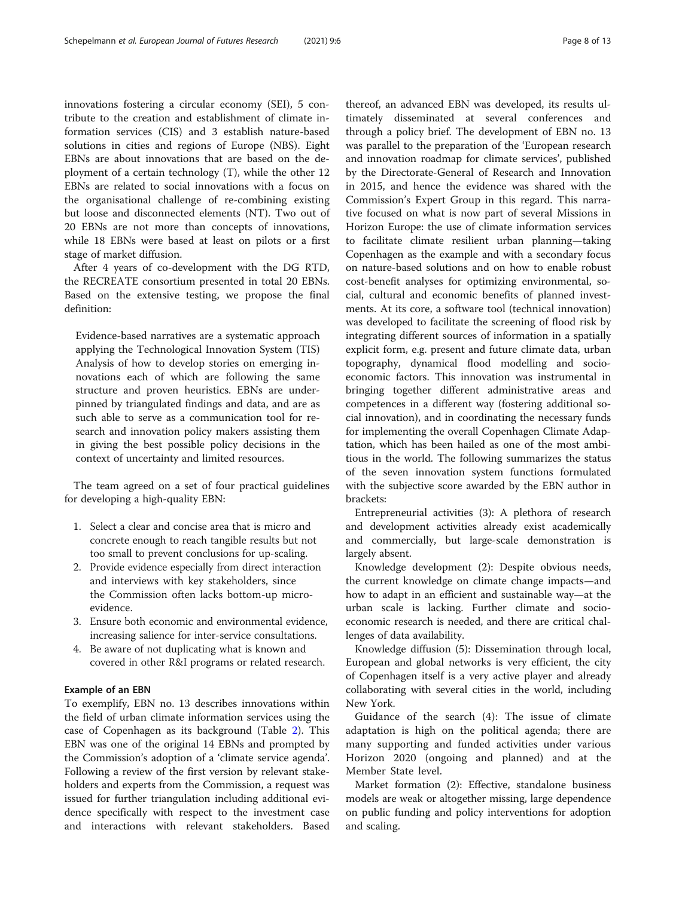innovations fostering a circular economy (SEI), 5 contribute to the creation and establishment of climate information services (CIS) and 3 establish nature-based solutions in cities and regions of Europe (NBS). Eight EBNs are about innovations that are based on the deployment of a certain technology (T), while the other 12 EBNs are related to social innovations with a focus on the organisational challenge of re-combining existing but loose and disconnected elements (NT). Two out of 20 EBNs are not more than concepts of innovations, while 18 EBNs were based at least on pilots or a first stage of market diffusion.

After 4 years of co-development with the DG RTD, the RECREATE consortium presented in total 20 EBNs. Based on the extensive testing, we propose the final definition:

> Evidence-based narratives are a systematic approach applying the Technological Innovation System (TIS) Analysis of how to develop stories on emerging innovations each of which are following the same structure and proven heuristics. EBNs are underpinned by triangulated findings and data, and are as such able to serve as a communication tool for research and innovation policy makers assisting them in giving the best possible policy decisions in the context of uncertainty and limited resources.

The team agreed on a set of four practical guidelines for developing a high-quality EBN:

1. Select a clear and concise area that is micro and concrete enough to reach tangible results but not too small to prevent conclusions for up-scaling.
2. Provide evidence especially from direct interaction and interviews with key stakeholders, since the Commission often lacks bottom-up micro-evidence.
3. Ensure both economic and environmental evidence, increasing salience for inter-service consultations.
4. Be aware of not duplicating what is known and covered in other R&I programs or related research.

### Example of an EBN

To exemplify, EBN no. 13 describes innovations within the field of urban climate information services using the case of Copenhagen as its background (Table 2). This EBN was one of the original 14 EBNs and prompted by the Commission's adoption of a 'climate service agenda'. Following a review of the first version by relevant stakeholders and experts from the Commission, a request was issued for further triangulation including additional evidence specifically with respect to the investment case and interactions with relevant stakeholders. Based thereof, an advanced EBN was developed, its results ultimately disseminated at several conferences and through a policy brief. The development of EBN no. 13 was parallel to the preparation of the 'European research and innovation roadmap for climate services', published by the Directorate-General of Research and Innovation in 2015, and hence the evidence was shared with the Commission's Expert Group in this regard. This narrative focused on what is now part of several Missions in Horizon Europe: the use of climate information services to facilitate climate resilient urban planning—taking Copenhagen as the example and with a secondary focus on nature-based solutions and on how to enable robust cost-benefit analyses for optimizing environmental, social, cultural and economic benefits of planned investments. At its core, a software tool (technical innovation) was developed to facilitate the screening of flood risk by integrating different sources of information in a spatially explicit form, e.g. present and future climate data, urban topography, dynamical flood modelling and socio-economic factors. This innovation was instrumental in bringing together different administrative areas and competences in a different way (fostering additional social innovation), and in coordinating the necessary funds for implementing the overall Copenhagen Climate Adaptation, which has been hailed as one of the most ambitious in the world. The following summarizes the status of the seven innovation system functions formulated with the subjective score awarded by the EBN author in brackets:

Entrepreneurial activities (3): A plethora of research and development activities already exist academically and commercially, but large-scale demonstration is largely absent.

Knowledge development (2): Despite obvious needs, the current knowledge on climate change impacts—and how to adapt in an efficient and sustainable way—at the urban scale is lacking. Further climate and socio-economic research is needed, and there are critical challenges of data availability.

Knowledge diffusion (5): Dissemination through local, European and global networks is very efficient, the city of Copenhagen itself is a very active player and already collaborating with several cities in the world, including New York.

Guidance of the search (4): The issue of climate adaptation is high on the political agenda; there are many supporting and funded activities under various Horizon 2020 (ongoing and planned) and at the Member State level.

Market formation (2): Effective, standalone business models are weak or altogether missing, large dependence on public funding and policy interventions for adoption and scaling.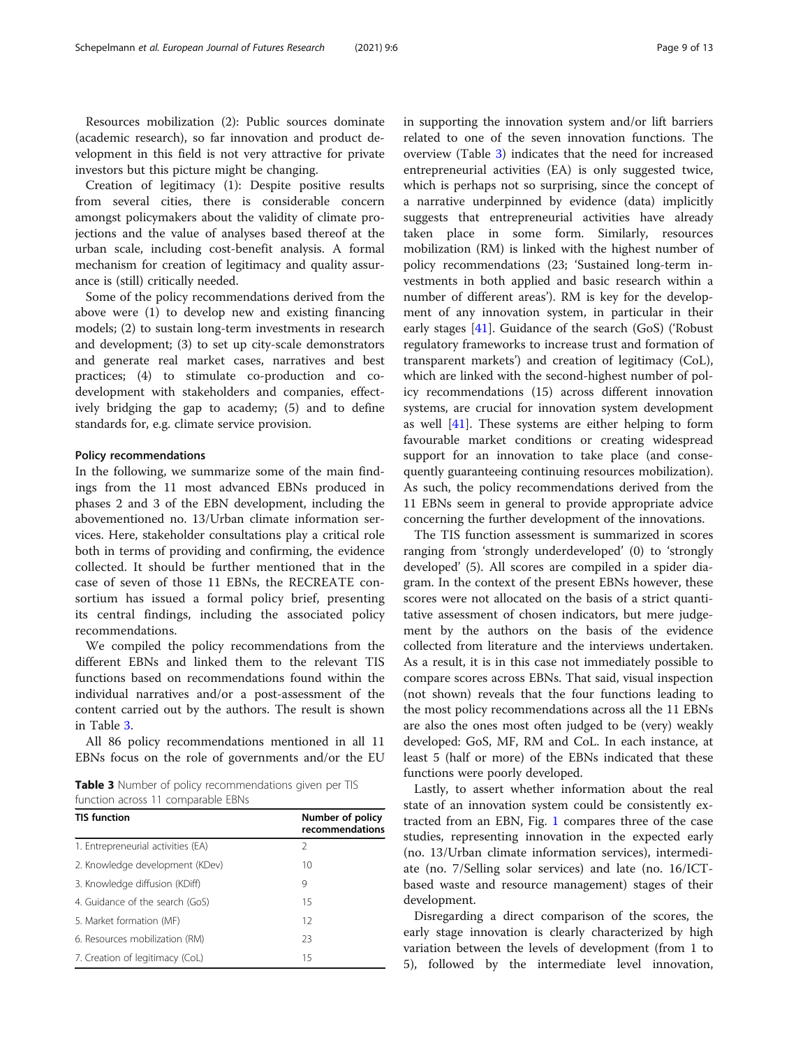Resources mobilization (2): Public sources dominate (academic research), so far innovation and product development in this field is not very attractive for private investors but this picture might be changing.

Creation of legitimacy (1): Despite positive results from several cities, there is considerable concern amongst policymakers about the validity of climate projections and the value of analyses based thereof at the urban scale, including cost-benefit analysis. A formal mechanism for creation of legitimacy and quality assurance is (still) critically needed.

Some of the policy recommendations derived from the above were (1) to develop new and existing financing models; (2) to sustain long-term investments in research and development; (3) to set up city-scale demonstrators and generate real market cases, narratives and best practices; (4) to stimulate co-production and co-development with stakeholders and companies, effectively bridging the gap to academy; (5) and to define standards for, e.g. climate service provision.

#### Policy recommendations

In the following, we summarize some of the main findings from the 11 most advanced EBNs produced in phases 2 and 3 of the EBN development, including the abovementioned no. 13/Urban climate information services. Here, stakeholder consultations play a critical role both in terms of providing and confirming, the evidence collected. It should be further mentioned that in the case of seven of those 11 EBNs, the RECREATE consortium has issued a formal policy brief, presenting its central findings, including the associated policy recommendations.

We compiled the policy recommendations from the different EBNs and linked them to the relevant TIS functions based on recommendations found within the individual narratives and/or a post-assessment of the content carried out by the authors. The result is shown in Table 3.

All 86 policy recommendations mentioned in all 11 EBNs focus on the role of governments and/or the EU in supporting the innovation system and/or lift barriers related to one of the seven innovation functions. The overview (Table 3) indicates that the need for increased entrepreneurial activities (EA) is only suggested twice, which is perhaps not so surprising, since the concept of a narrative underpinned by evidence (data) implicitly suggests that entrepreneurial activities have already taken place in some form. Similarly, resources mobilization (RM) is linked with the highest number of policy recommendations (23; 'Sustained long-term investments in both applied and basic research within a number of different areas'). RM is key for the development of any innovation system, in particular in their early stages [41]. Guidance of the search (GoS) ('Robust regulatory frameworks to increase trust and formation of transparent markets') and creation of legitimacy (CoL), which are linked with the second-highest number of policy recommendations (15) across different innovation systems, are crucial for innovation system development as well [41]. These systems are either helping to form favourable market conditions or creating widespread support for an innovation to take place (and consequently guaranteeing continuing resources mobilization). As such, the policy recommendations derived from the 11 EBNs seem in general to provide appropriate advice concerning the further development of the innovations.

The TIS function assessment is summarized in scores ranging from 'strongly underdeveloped' (0) to 'strongly developed' (5). All scores are compiled in a spider diagram. In the context of the present EBNs however, these scores were not allocated on the basis of a strict quantitative assessment of chosen indicators, but mere judgement by the authors on the basis of the evidence collected from literature and the interviews undertaken. As a result, it is in this case not immediately possible to compare scores across EBNs. That said, visual inspection (not shown) reveals that the four functions leading to the most policy recommendations across all the 11 EBNs are also the ones most often judged to be (very) weakly developed: GoS, MF, RM and CoL. In each instance, at least 5 (half or more) of the EBNs indicated that these functions were poorly developed.

Lastly, to assert whether information about the real state of an innovation system could be consistently extracted from an EBN, Fig. 1 compares three of the case studies, representing innovation in the expected early (no. 13/Urban climate information services), intermediate (no. 7/Selling solar services) and late (no. 16/ICT-based waste and resource management) stages of their development.

Disregarding a direct comparison of the scores, the early stage innovation is clearly characterized by high variation between the levels of development (from 1 to 5), followed by the intermediate level innovation,

**Table 3** Number of policy recommendations given per TIS function across 11 comparable EBNs

| TIS function | Number of policy recommendations |
|---|---|
| 1. Entrepreneurial activities (EA) | 2 |
| 2. Knowledge development (KDev) | 10 |
| 3. Knowledge diffusion (KDiff) | 9 |
| 4. Guidance of the search (GoS) | 15 |
| 5. Market formation (MF) | 12 |
| 6. Resources mobilization (RM) | 23 |
| 7. Creation of legitimacy (CoL) | 15 |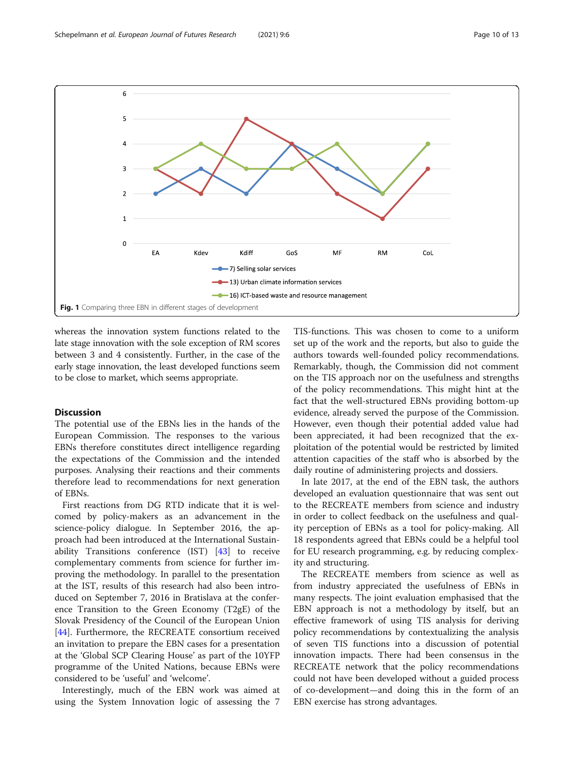Fig. 1 Comparing three EBN in different stages of development

whereas the innovation system functions related to the late stage innovation with the sole exception of RM scores between 3 and 4 consistently. Further, in the case of the early stage innovation, the least developed functions seem to be close to market, which seems appropriate.

## Discussion

The potential use of the EBNs lies in the hands of the European Commission. The responses to the various EBNs therefore constitutes direct intelligence regarding the expectations of the Commission and the intended purposes. Analysing their reactions and their comments therefore lead to recommendations for next generation of EBNs.

First reactions from DG RTD indicate that it is welcomed by policy-makers as an advancement in the science-policy dialogue. In September 2016, the approach had been introduced at the International Sustainability Transitions conference (IST) [43] to receive complementary comments from science for further improving the methodology. In parallel to the presentation at the IST, results of this research had also been introduced on September 7, 2016 in Bratislava at the conference Transition to the Green Economy (T2gE) of the Slovak Presidency of the Council of the European Union [44]. Furthermore, the RECREATE consortium received an invitation to prepare the EBN cases for a presentation at the 'Global SCP Clearing House' as part of the 10YFP programme of the United Nations, because EBNs were considered to be 'useful' and 'welcome'.

Interestingly, much of the EBN work was aimed at using the System Innovation logic of assessing the 7 TIS-functions. This was chosen to come to a uniform set up of the work and the reports, but also to guide the authors towards well-founded policy recommendations. Remarkably, though, the Commission did not comment on the TIS approach nor on the usefulness and strengths of the policy recommendations. This might hint at the fact that the well-structured EBNs providing bottom-up evidence, already served the purpose of the Commission. However, even though their potential added value had been appreciated, it had been recognized that the exploitation of the potential would be restricted by limited attention capacities of the staff who is absorbed by the daily routine of administering projects and dossiers.

In late 2017, at the end of the EBN task, the authors developed an evaluation questionnaire that was sent out to the RECREATE members from science and industry in order to collect feedback on the usefulness and quality perception of EBNs as a tool for policy-making. All 18 respondents agreed that EBNs could be a helpful tool for EU research programming, e.g. by reducing complexity and structuring.

The RECREATE members from science as well as from industry appreciated the usefulness of EBNs in many respects. The joint evaluation emphasised that the EBN approach is not a methodology by itself, but an effective framework of using TIS analysis for deriving policy recommendations by contextualizing the analysis of seven TIS functions into a discussion of potential innovation impacts. There had been consensus in the RECREATE network that the policy recommendations could not have been developed without a guided process of co-development—and doing this in the form of an EBN exercise has strong advantages.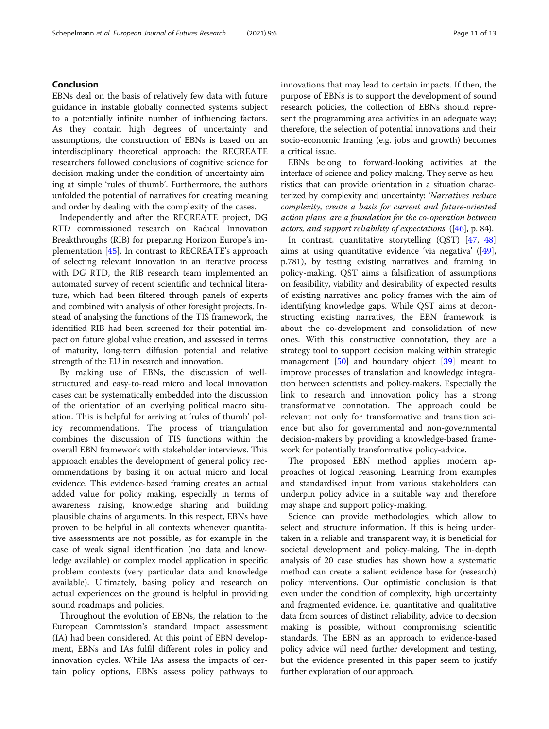## Conclusion

EBNs deal on the basis of relatively few data with future guidance in instable globally connected systems subject to a potentially infinite number of influencing factors. As they contain high degrees of uncertainty and assumptions, the construction of EBNs is based on an interdisciplinary theoretical approach: the RECREATE researchers followed conclusions of cognitive science for decision-making under the condition of uncertainty aiming at simple 'rules of thumb'. Furthermore, the authors unfolded the potential of narratives for creating meaning and order by dealing with the complexity of the cases.

Independently and after the RECREATE project, DG RTD commissioned research on Radical Innovation Breakthroughs (RIB) for preparing Horizon Europe's implementation [45]. In contrast to RECREATE's approach of selecting relevant innovation in an iterative process with DG RTD, the RIB research team implemented an automated survey of recent scientific and technical literature, which had been filtered through panels of experts and combined with analysis of other foresight projects. Instead of analysing the functions of the TIS framework, the identified RIB had been screened for their potential impact on future global value creation, and assessed in terms of maturity, long-term diffusion potential and relative strength of the EU in research and innovation.

By making use of EBNs, the discussion of well-structured and easy-to-read micro and local innovation cases can be systematically embedded into the discussion of the orientation of an overlying political macro situation. This is helpful for arriving at 'rules of thumb' policy recommendations. The process of triangulation combines the discussion of TIS functions within the overall EBN framework with stakeholder interviews. This approach enables the development of general policy recommendations by basing it on actual micro and local evidence. This evidence-based framing creates an actual added value for policy making, especially in terms of awareness raising, knowledge sharing and building plausible chains of arguments. In this respect, EBNs have proven to be helpful in all contexts whenever quantitative assessments are not possible, as for example in the case of weak signal identification (no data and knowledge available) or complex model application in specific problem contexts (very particular data and knowledge available). Ultimately, basing policy and research on actual experiences on the ground is helpful in providing sound roadmaps and policies.

Throughout the evolution of EBNs, the relation to the European Commission's standard impact assessment (IA) had been considered. At this point of EBN development, EBNs and IAs fulfil different roles in policy and innovation cycles. While IAs assess the impacts of certain policy options, EBNs assess policy pathways to innovations that may lead to certain impacts. If then, the purpose of EBNs is to support the development of sound research policies, the collection of EBNs should represent the programming area activities in an adequate way; therefore, the selection of potential innovations and their socio-economic framing (e.g. jobs and growth) becomes a critical issue.

EBNs belong to forward-looking activities at the interface of science and policy-making. They serve as heuristics that can provide orientation in a situation characterized by complexity and uncertainty: '*Narratives reduce complexity, create a basis for current and future-oriented action plans, are a foundation for the co-operation between actors, and support reliability of expectations*' ([46], p. 84).

In contrast, quantitative storytelling (QST) [47, 48] aims at using quantitative evidence 'via negativa' ([49], p.781), by testing existing narratives and framing in policy-making. QST aims a falsification of assumptions on feasibility, viability and desirability of expected results of existing narratives and policy frames with the aim of identifying knowledge gaps. While QST aims at deconstructing existing narratives, the EBN framework is about the co-development and consolidation of new ones. With this constructive connotation, they are a strategy tool to support decision making within strategic management [50] and boundary object [39] meant to improve processes of translation and knowledge integration between scientists and policy-makers. Especially the link to research and innovation policy has a strong transformative connotation. The approach could be relevant not only for transformative and transition science but also for governmental and non-governmental decision-makers by providing a knowledge-based framework for potentially transformative policy-advice.

The proposed EBN method applies modern approaches of logical reasoning. Learning from examples and standardised input from various stakeholders can underpin policy advice in a suitable way and therefore may shape and support policy-making.

Science can provide methodologies, which allow to select and structure information. If this is being undertaken in a reliable and transparent way, it is beneficial for societal development and policy-making. The in-depth analysis of 20 case studies has shown how a systematic method can create a salient evidence base for (research) policy interventions. Our optimistic conclusion is that even under the condition of complexity, high uncertainty and fragmented evidence, i.e. quantitative and qualitative data from sources of distinct reliability, advice to decision making is possible, without compromising scientific standards. The EBN as an approach to evidence-based policy advice will need further development and testing, but the evidence presented in this paper seem to justify further exploration of our approach.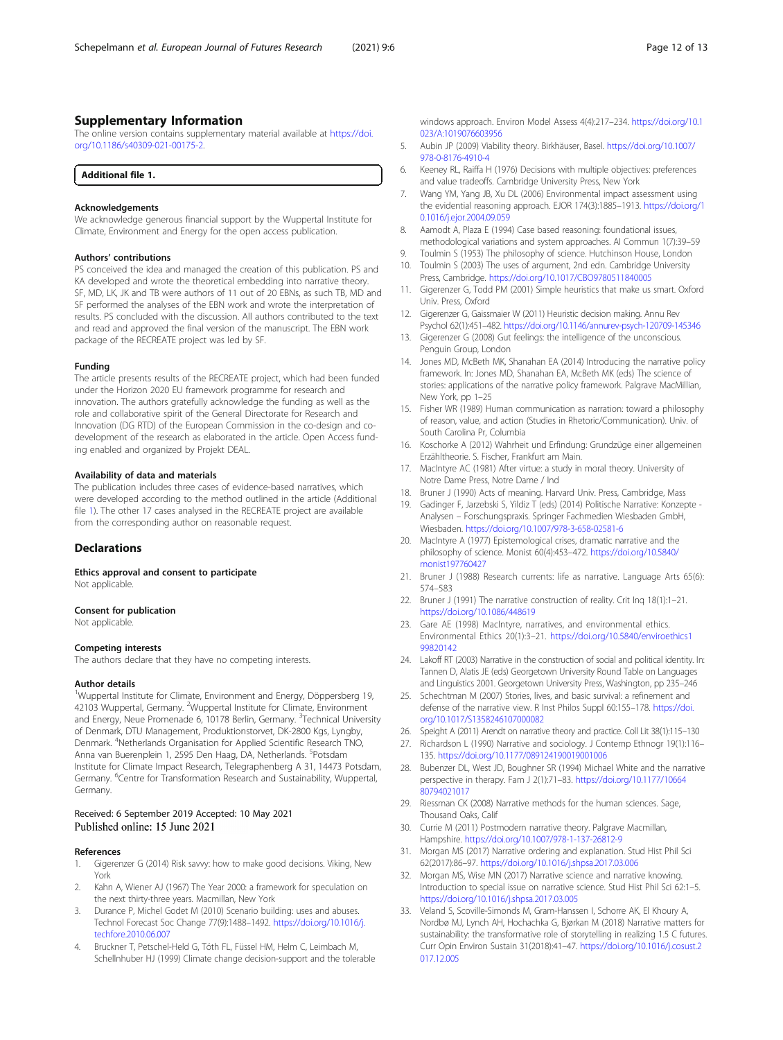## Supplementary Information

The online version contains supplementary material available at https://doi.org/10.1186/s40309-021-00175-2.

**Additional file 1.**

### Acknowledgements

We acknowledge generous financial support by the Wuppertal Institute for Climate, Environment and Energy for the open access publication.

### Authors' contributions

PS conceived the idea and managed the creation of this publication. PS and KA developed and wrote the theoretical embedding into narrative theory. SF, MD, LK, JK and TB were authors of 11 out of 20 EBNs, as such TB, MD and SF performed the analyses of the EBN work and wrote the interpretation of results. PS concluded with the discussion. All authors contributed to the text and read and approved the final version of the manuscript. The EBN work package of the RECREATE project was led by SF.

### Funding

The article presents results of the RECREATE project, which had been funded under the Horizon 2020 EU framework programme for research and innovation. The authors gratefully acknowledge the funding as well as the role and collaborative spirit of the General Directorate for Research and Innovation (DG RTD) of the European Commission in the co-design and co-development of the research as elaborated in the article. Open Access funding enabled and organized by Projekt DEAL.

### Availability of data and materials

The publication includes three cases of evidence-based narratives, which were developed according to the method outlined in the article (Additional file 1). The other 17 cases analysed in the RECREATE project are available from the corresponding author on reasonable request.

## Declarations

### Ethics approval and consent to participate

Not applicable.

### Consent for publication

Not applicable.

### Competing interests

The authors declare that they have no competing interests.

### Author details

[1]Wuppertal Institute for Climate, Environment and Energy, Döppersberg 19, 42103 Wuppertal, Germany. [2]Wuppertal Institute for Climate, Environment and Energy, Neue Promenade 6, 10178 Berlin, Germany. [3]Technical University of Denmark, DTU Management, Produktionstorvet, DK-2800 Kgs, Lyngby, Denmark. [4]Netherlands Organisation for Applied Scientific Research TNO, Anna van Buerenplein 1, 2595 Den Haag, DA, Netherlands. [5]Potsdam Institute for Climate Impact Research, Telegraphenberg A 31, 14473 Potsdam, Germany. [6]Centre for Transformation Research and Sustainability, Wuppertal, Germany.

Received: 6 September 2019 Accepted: 10 May 2021
Published online: 15 June 2021

### References

1. Gigerenzer G (2014) Risk savvy: how to make good decisions. Viking, New York
2. Kahn A, Wiener AJ (1967) The Year 2000: a framework for speculation on the next thirty-three years. Macmillan, New York
3. Durance P, Michel Godet M (2010) Scenario building: uses and abuses. Technol Forecast Soc Change 77(9):1488–1492. https://doi.org/10.1016/j.techfore.2010.06.007
4. Bruckner T, Petschel-Held G, Tóth FL, Füssel HM, Helm C, Leimbach M, Schellnhuber HJ (1999) Climate change decision-support and the tolerable windows approach. Environ Model Assess 4(4):217–234. https://doi.org/10.1023/A:1019076603956
5. Aubin JP (2009) Viability theory. Birkhäuser, Basel. https://doi.org/10.1007/978-0-8176-4910-4
6. Keeney RL, Raiffa H (1976) Decisions with multiple objectives: preferences and value tradeoffs. Cambridge University Press, New York
7. Wang YM, Yang JB, Xu DL (2006) Environmental impact assessment using the evidential reasoning approach. EJOR 174(3):1885–1913. https://doi.org/10.1016/j.ejor.2004.09.059
8. Aamodt A, Plaza E (1994) Case based reasoning: foundational issues, methodological variations and system approaches. AI Commun 1(7):39–59
9. Toulmin S (1953) The philosophy of science. Hutchinson House, London
10. Toulmin S (2003) The uses of argument, 2nd edn. Cambridge University Press, Cambridge. https://doi.org/10.1017/CBO9780511840005
11. Gigerenzer G, Todd PM (2001) Simple heuristics that make us smart. Oxford Univ. Press, Oxford
12. Gigerenzer G, Gaissmaier W (2011) Heuristic decision making. Annu Rev Psychol 62(1):451–482. https://doi.org/10.1146/annurev-psych-120709-145346
13. Gigerenzer G (2008) Gut feelings: the intelligence of the unconscious. Penguin Group, London
14. Jones MD, McBeth MK, Shanahan EA (2014) Introducing the narrative policy framework. In: Jones MD, Shanahan EA, McBeth MK (eds) The science of stories: applications of the narrative policy framework. Palgrave MacMillian, New York, pp 1–25
15. Fisher WR (1989) Human communication as narration: toward a philosophy of reason, value, and action (Studies in Rhetoric/Communication). Univ. of South Carolina Pr, Columbia
16. Koschorke A (2012) Wahrheit und Erfindung: Grundzüge einer allgemeinen Erzähltheorie. S. Fischer, Frankfurt am Main.
17. MacIntyre AC (1981) After virtue: a study in moral theory. University of Notre Dame Press, Notre Dame / Ind
18. Bruner J (1990) Acts of meaning. Harvard Univ. Press, Cambridge, Mass
19. Gadinger F, Jarzebski S, Yildiz T (eds) (2014) Politische Narrative: Konzepte - Analysen – Forschungspraxis. Springer Fachmedien Wiesbaden GmbH, Wiesbaden. https://doi.org/10.1007/978-3-658-02581-6
20. MacIntyre A (1977) Epistemological crises, dramatic narrative and the philosophy of science. Monist 60(4):453–472. https://doi.org/10.5840/monist197760427
21. Bruner J (1988) Research currents: life as narrative. Language Arts 65(6): 574–583
22. Bruner J (1991) The narrative construction of reality. Crit Inq 18(1):1–21. https://doi.org/10.1086/448619
23. Gare AE (1998) MacIntyre, narratives, and environmental ethics. Environmental Ethics 20(1):3–21. https://doi.org/10.5840/enviroethics199820142
24. Lakoff RT (2003) Narrative in the construction of social and political identity. In: Tannen D, Alatis JE (eds) Georgetown University Round Table on Languages and Linguistics 2001. Georgetown University Press, Washington, pp 235–246
25. Schechtman M (2007) Stories, lives, and basic survival: a refinement and defense of the narrative view. R Inst Philos Suppl 60:155–178. https://doi.org/10.1017/S1358246107000082
26. Speight A (2011) Arendt on narrative theory and practice. Coll Lit 38(1):115–130
27. Richardson L (1990) Narrative and sociology. J Contemp Ethnogr 19(1):116–135. https://doi.org/10.1177/089124190019001006
28. Bubenzer DL, West JD, Boughner SR (1994) Michael White and the narrative perspective in therapy. Fam J 2(1):71–83. https://doi.org/10.1177/1066480794021017
29. Riessman CK (2008) Narrative methods for the human sciences. Sage, Thousand Oaks, Calif
30. Currie M (2011) Postmodern narrative theory. Palgrave Macmillan, Hampshire. https://doi.org/10.1007/978-1-137-26812-9
31. Morgan MS (2017) Narrative ordering and explanation. Stud Hist Phil Sci 62(2017):86–97. https://doi.org/10.1016/j.shpsa.2017.03.006
32. Morgan MS, Wise MN (2017) Narrative science and narrative knowing. Introduction to special issue on narrative science. Stud Hist Phil Sci 62:1–5. https://doi.org/10.1016/j.shpsa.2017.03.005
33. Veland S, Scoville-Simonds M, Gram-Hanssen I, Schorre AK, El Khoury A, Nordbø MJ, Lynch AH, Hochachka G, Bjørkan M (2018) Narrative matters for sustainability: the transformative role of storytelling in realizing 1.5 C futures. Curr Opin Environ Sustain 31(2018):41–47. https://doi.org/10.1016/j.cosust.2017.12.005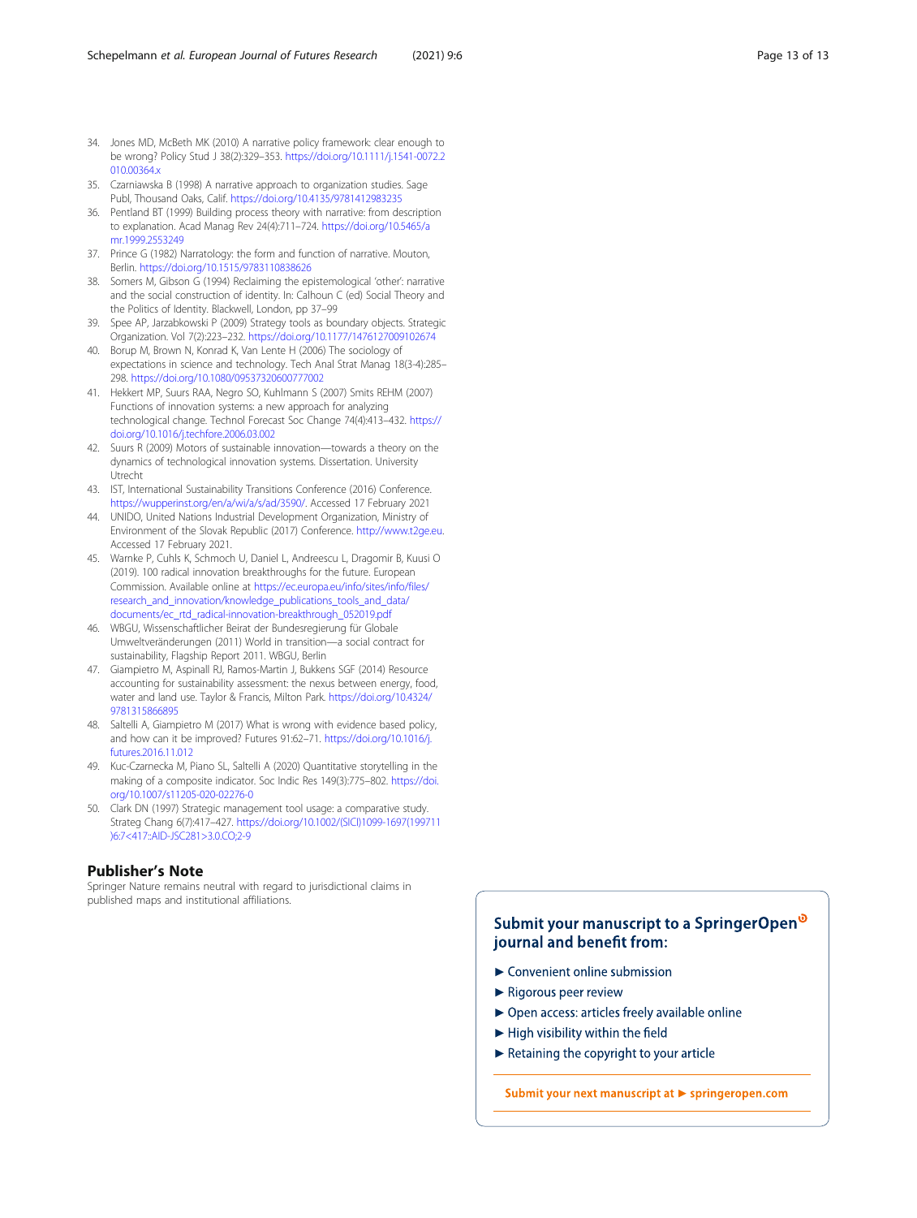34. Jones MD, McBeth MK (2010) A narrative policy framework: clear enough to be wrong? Policy Stud J 38(2):329–353. https://doi.org/10.1111/j.1541-0072.2010.00364.x
35. Czarniawska B (1998) A narrative approach to organization studies. Sage Publ, Thousand Oaks, Calif. https://doi.org/10.4135/9781412983235
36. Pentland BT (1999) Building process theory with narrative: from description to explanation. Acad Manag Rev 24(4):711–724. https://doi.org/10.5465/amr.1999.2553249
37. Prince G (1982) Narratology: the form and function of narrative. Mouton, Berlin. https://doi.org/10.1515/9783110838626
38. Somers M, Gibson G (1994) Reclaiming the epistemological 'other': narrative and the social construction of identity. In: Calhoun C (ed) Social Theory and the Politics of Identity. Blackwell, London, pp 37–99
39. Spee AP, Jarzabkowski P (2009) Strategy tools as boundary objects. Strategic Organization. Vol 7(2):223–232. https://doi.org/10.1177/1476127009102674
40. Borup M, Brown N, Konrad K, Van Lente H (2006) The sociology of expectations in science and technology. Tech Anal Strat Manag 18(3-4):285–298. https://doi.org/10.1080/09537320600777002
41. Hekkert MP, Suurs RAA, Negro SO, Kuhlmann S (2007) Smits REHM (2007) Functions of innovation systems: a new approach for analyzing technological change. Technol Forecast Soc Change 74(4):413–432. https://doi.org/10.1016/j.techfore.2006.03.002
42. Suurs R (2009) Motors of sustainable innovation—towards a theory on the dynamics of technological innovation systems. Dissertation. University Utrecht
43. IST, International Sustainability Transitions Conference (2016) Conference. https://wupperinst.org/en/a/wi/a/s/ad/3590/. Accessed 17 February 2021
44. UNIDO, United Nations Industrial Development Organization, Ministry of Environment of the Slovak Republic (2017) Conference. http://www.t2ge.eu. Accessed 17 February 2021.
45. Warnke P, Cuhls K, Schmoch U, Daniel L, Andreescu L, Dragomir B, Kuusi O (2019). 100 radical innovation breakthroughs for the future. European Commission. Available online at https://ec.europa.eu/info/sites/info/files/research_and_innovation/knowledge_publications_tools_and_data/documents/ec_rtd_radical-innovation-breakthrough_052019.pdf
46. WBGU, Wissenschaftlicher Beirat der Bundesregierung für Globale Umweltveränderungen (2011) World in transition—a social contract for sustainability, Flagship Report 2011. WBGU, Berlin
47. Giampietro M, Aspinall RJ, Ramos-Martin J, Bukkens SGF (2014) Resource accounting for sustainability assessment: the nexus between energy, food, water and land use. Taylor & Francis, Milton Park. https://doi.org/10.4324/9781315866895
48. Saltelli A, Giampietro M (2017) What is wrong with evidence based policy, and how can it be improved? Futures 91:62–71. https://doi.org/10.1016/j.futures.2016.11.012
49. Kuc-Czarnecka M, Piano SL, Saltelli A (2020) Quantitative storytelling in the making of a composite indicator. Soc Indic Res 149(3):775–802. https://doi.org/10.1007/s11205-020-02276-0
50. Clark DN (1997) Strategic management tool usage: a comparative study. Strateg Chang 6(7):417–427. https://doi.org/10.1002/(SICI)1099-1697(199711)6:7<417::AID-JSC281>3.0.CO;2-9

## Publisher's Note

Springer Nature remains neutral with regard to jurisdictional claims in published maps and institutional affiliations.

**Submit your manuscript to a SpringerOpen journal and benefit from:**

- ► Convenient online submission
- ► Rigorous peer review
- ► Open access: articles freely available online
- ► High visibility within the field
- ► Retaining the copyright to your article

**Submit your next manuscript at ► springeropen.com**